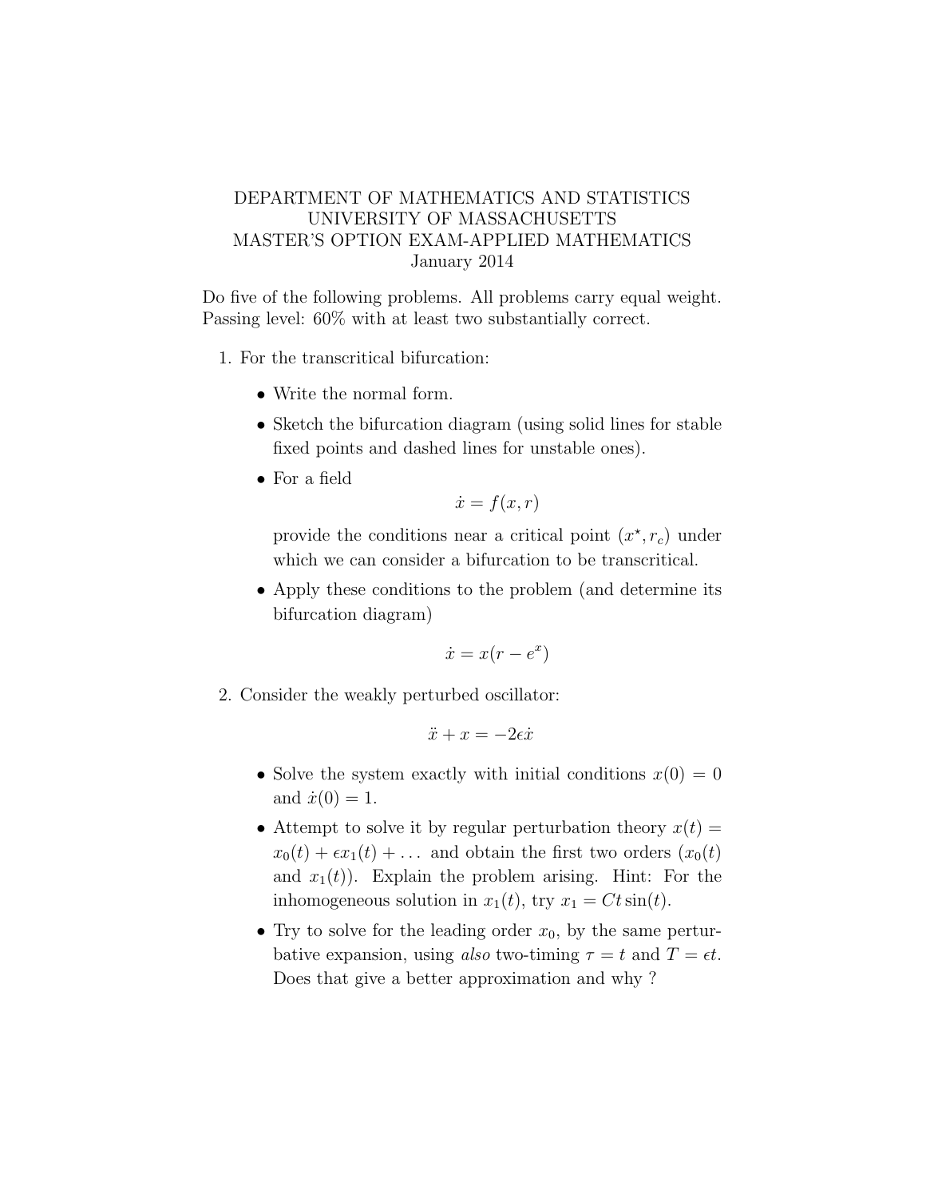DEPARTMENT OF MATHEMATICS AND STATISTICS
UNIVERSITY OF MASSACHUSETTS
MASTER'S OPTION EXAM-APPLIED MATHEMATICS
January 2014

Do five of the following problems. All problems carry equal weight. Passing level: 60% with at least two substantially correct.

1. For the transcritical bifurcation:

   - Write the normal form.
   - Sketch the bifurcation diagram (using solid lines for stable fixed points and dashed lines for unstable ones).
   - For a field
   $$\dot{x} = f(x, r)$$
   provide the conditions near a critical point $(x^\star, r_c)$ under which we can consider a bifurcation to be transcritical.
   - Apply these conditions to the problem (and determine its bifurcation diagram)
   $$\dot{x} = x(r - e^x)$$

2. Consider the weakly perturbed oscillator:
   $$\ddot{x} + x = -2\epsilon\dot{x}$$

   - Solve the system exactly with initial conditions $x(0) = 0$ and $\dot{x}(0) = 1$.
   - Attempt to solve it by regular perturbation theory $x(t) = x_0(t) + \epsilon x_1(t) + \ldots$ and obtain the first two orders ($x_0(t)$ and $x_1(t)$). Explain the problem arising. Hint: For the inhomogeneous solution in $x_1(t)$, try $x_1 = Ct\sin(t)$.
   - Try to solve for the leading order $x_0$, by the same perturbative expansion, using *also* two-timing $\tau = t$ and $T = \epsilon t$. Does that give a better approximation and why ?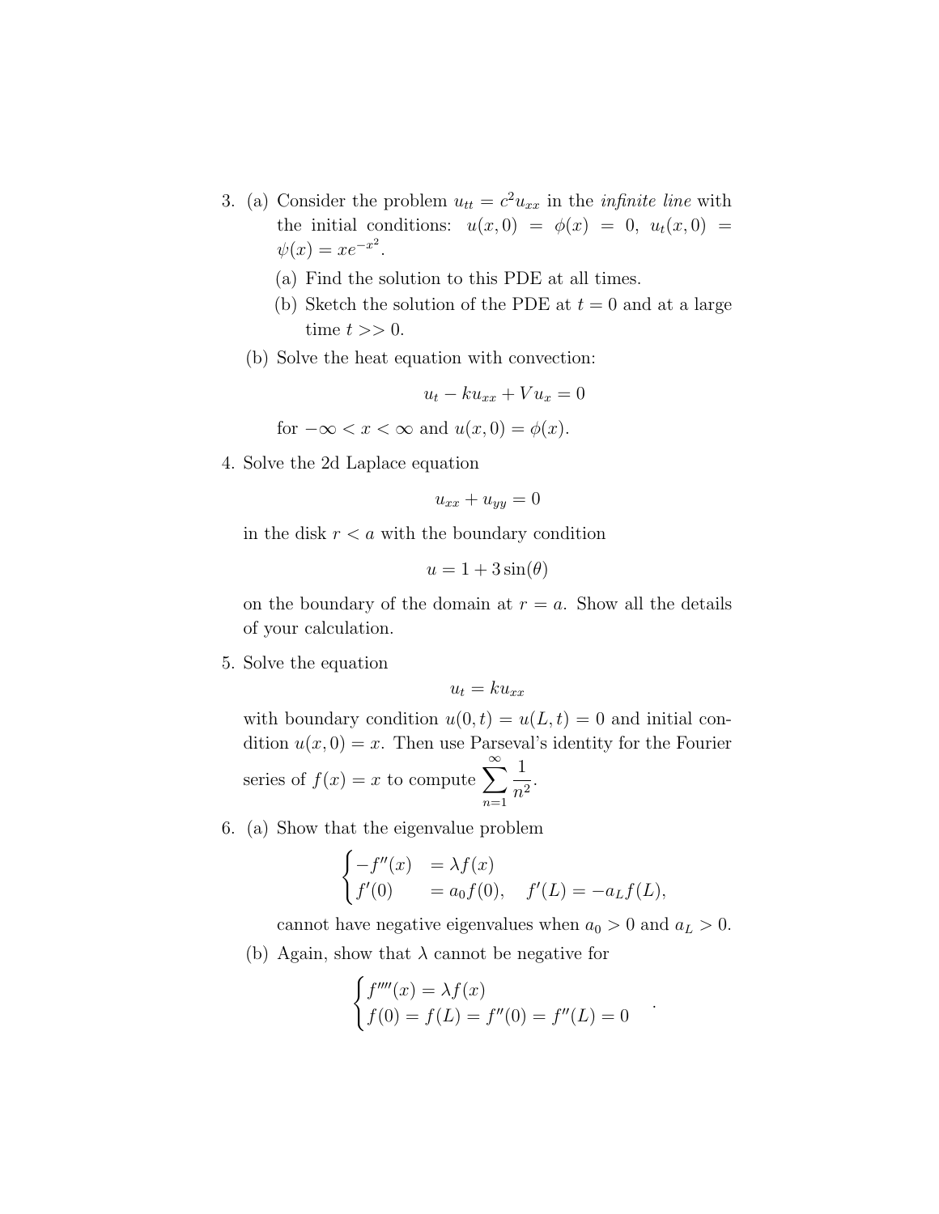3. (a) Consider the problem $u_{tt} = c^2 u_{xx}$ in the *infinite line* with the initial conditions: $u(x,0) = \phi(x) = 0$, $u_t(x,0) = \psi(x) = xe^{-x^2}$.

   (a) Find the solution to this PDE at all times.

   (b) Sketch the solution of the PDE at $t = 0$ and at a large time $t >> 0$.

   (b) Solve the heat equation with convection:

$$u_t - ku_{xx} + Vu_x = 0$$

   for $-\infty < x < \infty$ and $u(x,0) = \phi(x)$.

4. Solve the 2d Laplace equation

$$u_{xx} + u_{yy} = 0$$

   in the disk $r < a$ with the boundary condition

$$u = 1 + 3\sin(\theta)$$

   on the boundary of the domain at $r = a$. Show all the details of your calculation.

5. Solve the equation

$$u_t = ku_{xx}$$

   with boundary condition $u(0,t) = u(L,t) = 0$ and initial condition $u(x,0) = x$. Then use Parseval's identity for the Fourier series of $f(x) = x$ to compute $\sum_{n=1}^{\infty} \frac{1}{n^2}$.

6. (a) Show that the eigenvalue problem

$$\begin{cases} -f''(x) &= \lambda f(x) \\ f'(0) &= a_0 f(0), \quad f'(L) = -a_L f(L), \end{cases}$$

   cannot have negative eigenvalues when $a_0 > 0$ and $a_L > 0$.

   (b) Again, show that $\lambda$ cannot be negative for

$$\begin{cases} f''''(x) = \lambda f(x) \\ f(0) = f(L) = f''(0) = f''(L) = 0 \end{cases}.$$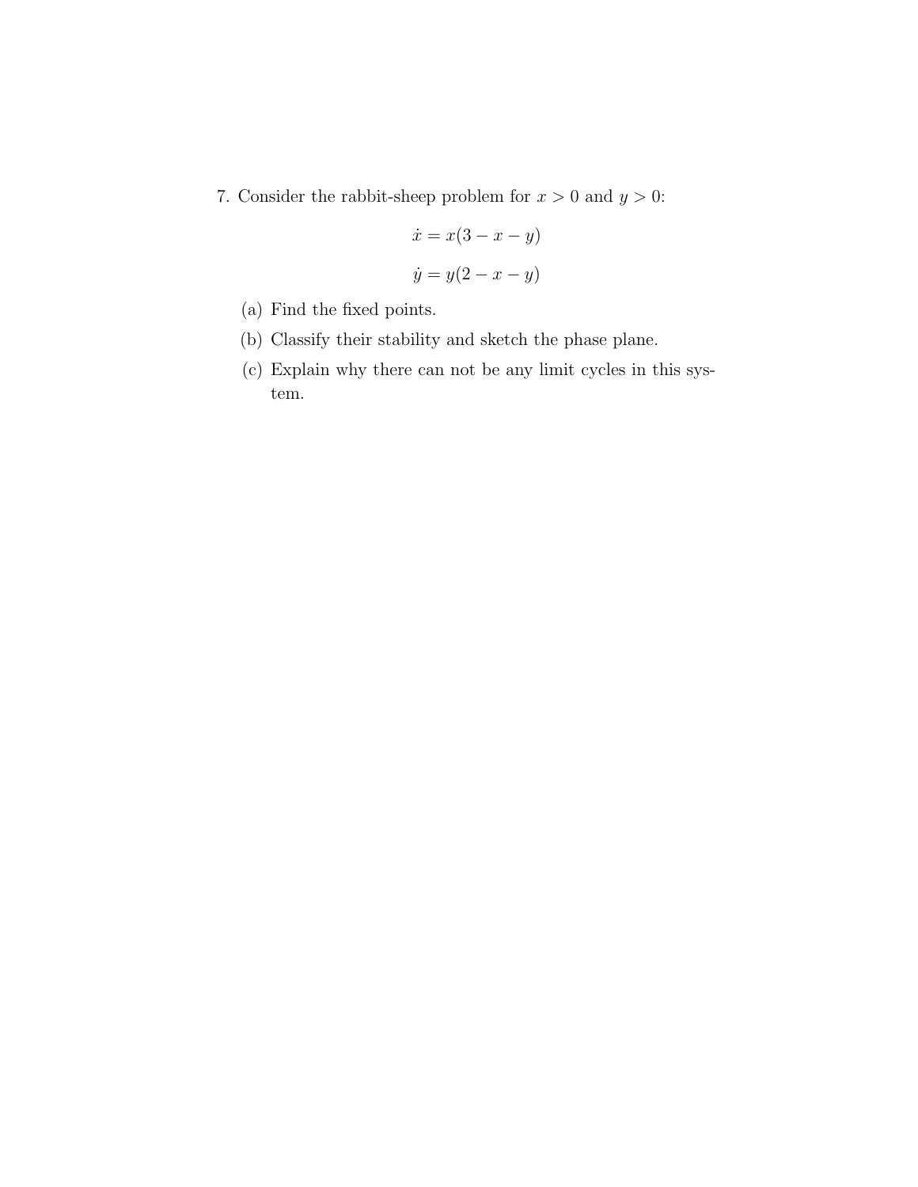7. Consider the rabbit-sheep problem for $x > 0$ and $y > 0$:

$$\dot{x} = x(3 - x - y)$$

$$\dot{y} = y(2 - x - y)$$

   (a) Find the fixed points.

   (b) Classify their stability and sketch the phase plane.

   (c) Explain why there can not be any limit cycles in this system.